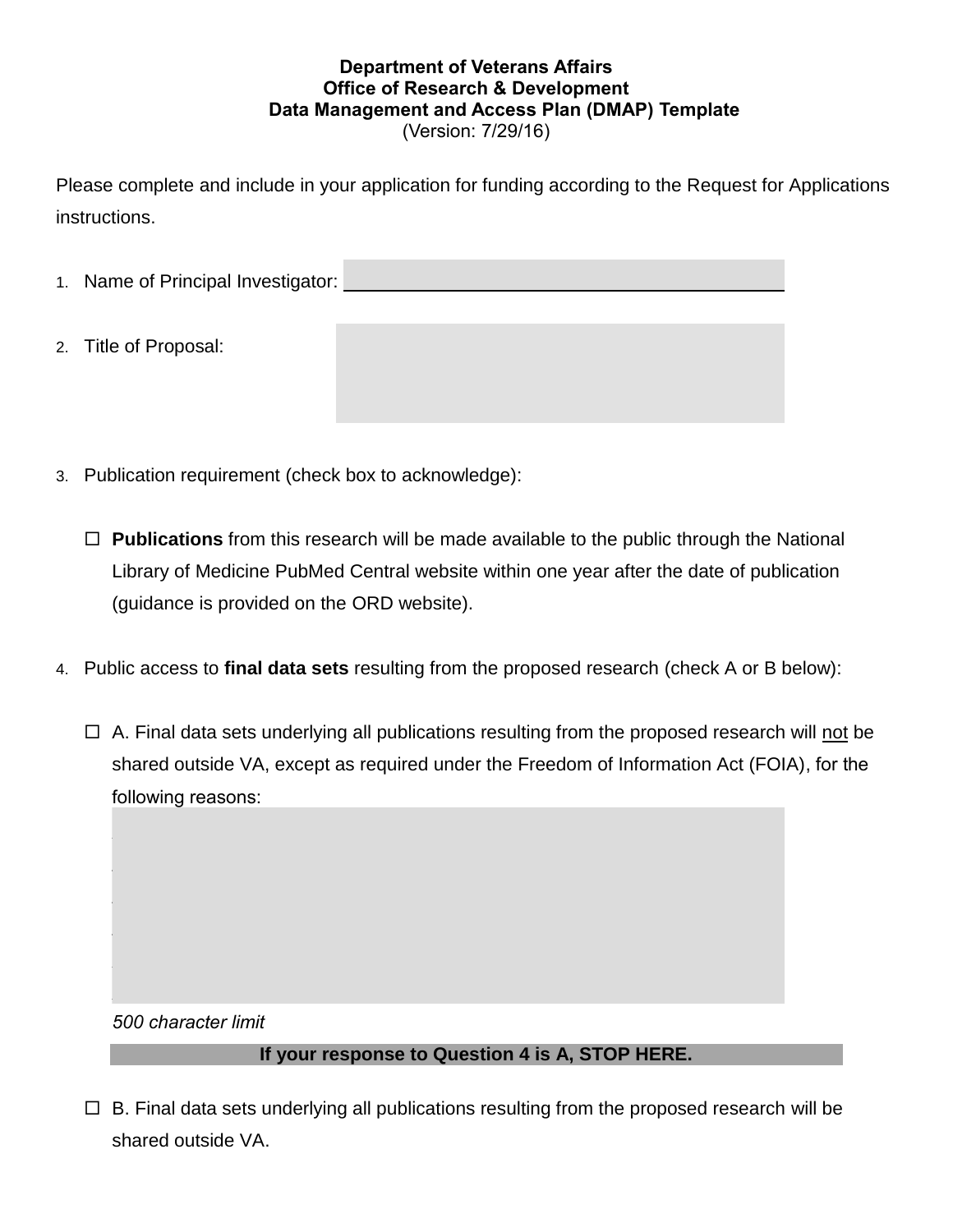**Department of Veterans Affairs**
**Office of Research & Development**
**Data Management and Access Plan (DMAP) Template**
(Version: 7/29/16)

Please complete and include in your application for funding according to the Request for Applications instructions.

1. Name of Principal Investigator: ______________________________

2. Title of Proposal:

3. Publication requirement (check box to acknowledge):

   ☐ **Publications** from this research will be made available to the public through the National Library of Medicine PubMed Central website within one year after the date of publication (guidance is provided on the ORD website).

4. Public access to **final data sets** resulting from the proposed research (check A or B below):

   ☐ A. Final data sets underlying all publications resulting from the proposed research will not be shared outside VA, except as required under the Freedom of Information Act (FOIA), for the following reasons:

   *500 character limit*

   **If your response to Question 4 is A, STOP HERE.**

   ☐ B. Final data sets underlying all publications resulting from the proposed research will be shared outside VA.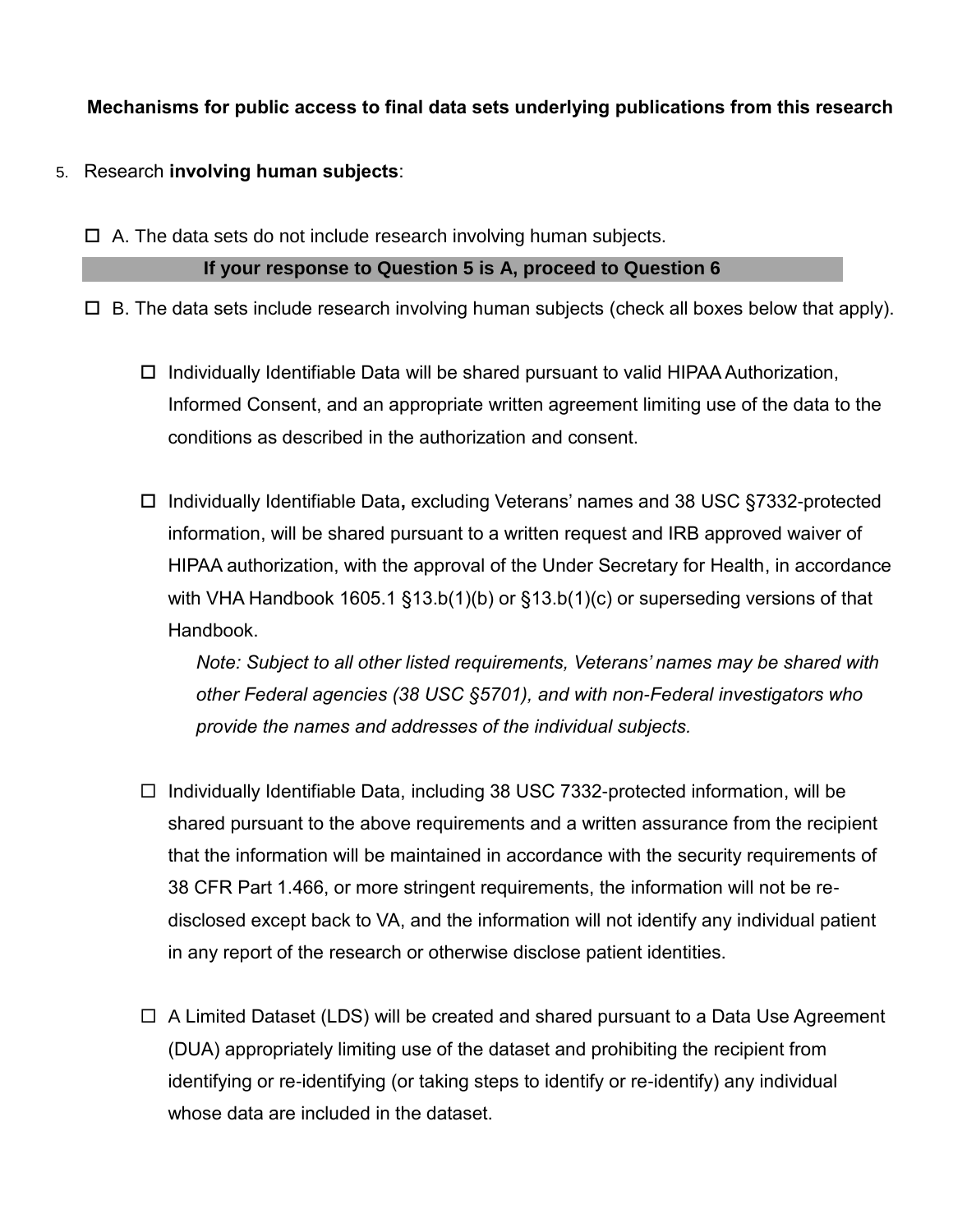**Mechanisms for public access to final data sets underlying publications from this research**

5. Research **involving human subjects**:

   ☐ A. The data sets do not include research involving human subjects.

   **If your response to Question 5 is A, proceed to Question 6**

   ☐ B. The data sets include research involving human subjects (check all boxes below that apply).

   ☐ Individually Identifiable Data will be shared pursuant to valid HIPAA Authorization, Informed Consent, and an appropriate written agreement limiting use of the data to the conditions as described in the authorization and consent.

   ☐ Individually Identifiable Data**,** excluding Veterans' names and 38 USC §7332-protected information, will be shared pursuant to a written request and IRB approved waiver of HIPAA authorization, with the approval of the Under Secretary for Health, in accordance with VHA Handbook 1605.1 §13.b(1)(b) or §13.b(1)(c) or superseding versions of that Handbook.

   *Note: Subject to all other listed requirements, Veterans' names may be shared with other Federal agencies (38 USC §5701), and with non-Federal investigators who provide the names and addresses of the individual subjects.*

   ☐ Individually Identifiable Data, including 38 USC 7332-protected information, will be shared pursuant to the above requirements and a written assurance from the recipient that the information will be maintained in accordance with the security requirements of 38 CFR Part 1.466, or more stringent requirements, the information will not be re-disclosed except back to VA, and the information will not identify any individual patient in any report of the research or otherwise disclose patient identities.

   ☐ A Limited Dataset (LDS) will be created and shared pursuant to a Data Use Agreement (DUA) appropriately limiting use of the dataset and prohibiting the recipient from identifying or re-identifying (or taking steps to identify or re-identify) any individual whose data are included in the dataset.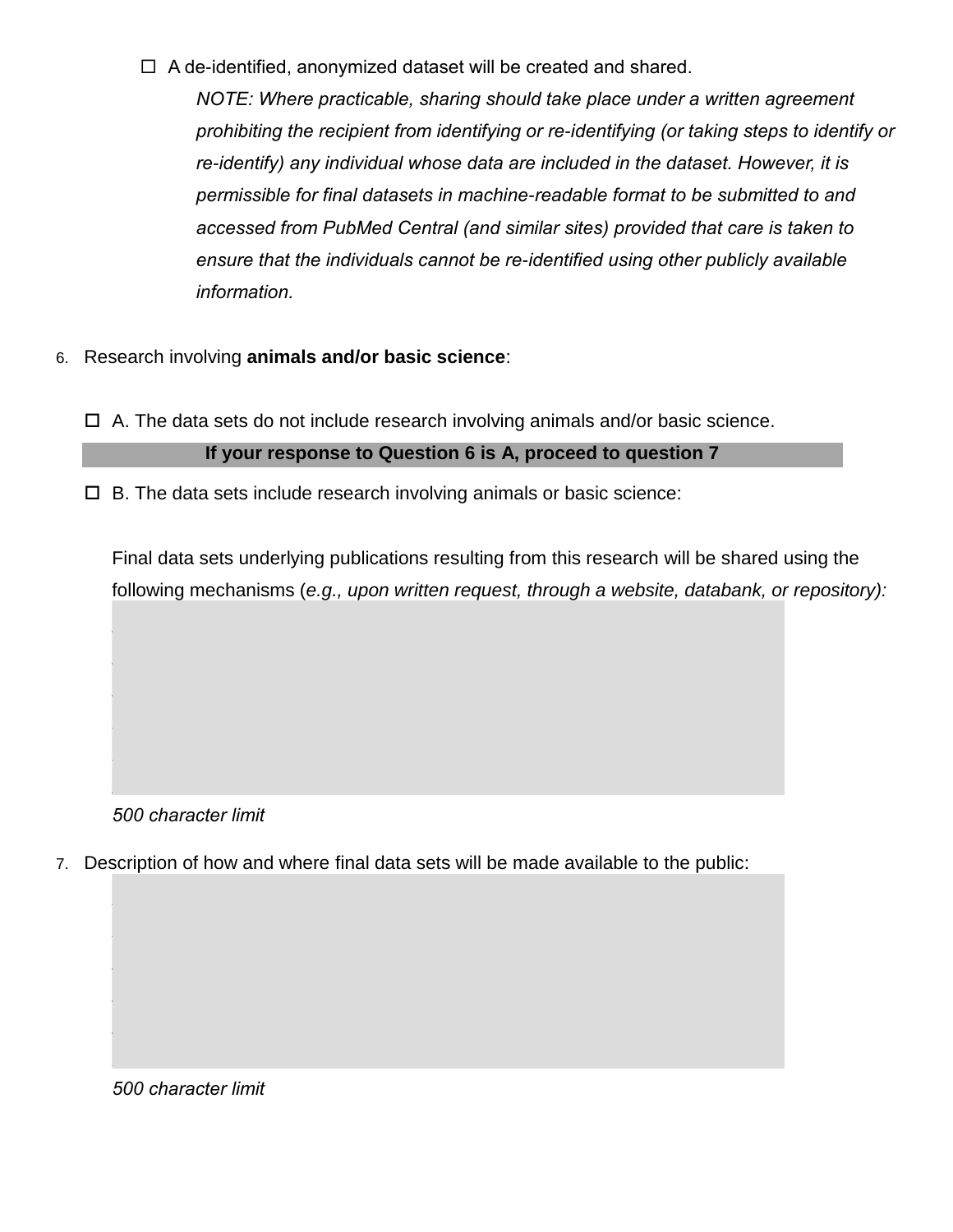- ☐ A de-identified, anonymized dataset will be created and shared.

  *NOTE: Where practicable, sharing should take place under a written agreement prohibiting the recipient from identifying or re-identifying (or taking steps to identify or re-identify) any individual whose data are included in the dataset. However, it is permissible for final datasets in machine-readable format to be submitted to and accessed from PubMed Central (and similar sites) provided that care is taken to ensure that the individuals cannot be re-identified using other publicly available information.*

6. Research involving **animals and/or basic science**:

   ☐ A. The data sets do not include research involving animals and/or basic science.

   **If your response to Question 6 is A, proceed to question 7**

   ☐ B. The data sets include research involving animals or basic science:

   Final data sets underlying publications resulting from this research will be shared using the following mechanisms (*e.g., upon written request, through a website, databank, or repository):*

   *500 character limit*

7. Description of how and where final data sets will be made available to the public:

   *500 character limit*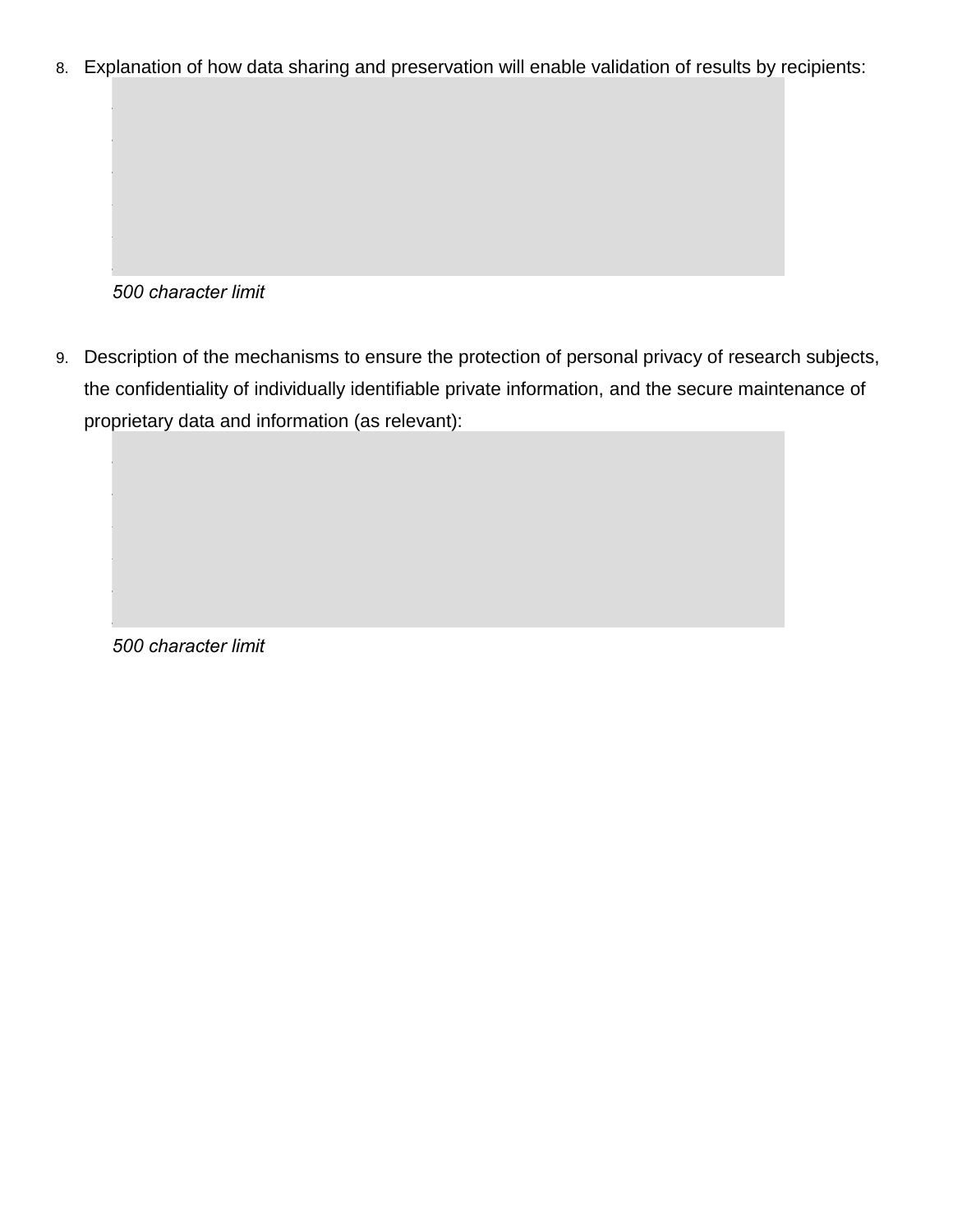8. Explanation of how data sharing and preservation will enable validation of results by recipients:

   *500 character limit*

9. Description of the mechanisms to ensure the protection of personal privacy of research subjects, the confidentiality of individually identifiable private information, and the secure maintenance of proprietary data and information (as relevant):

   *500 character limit*